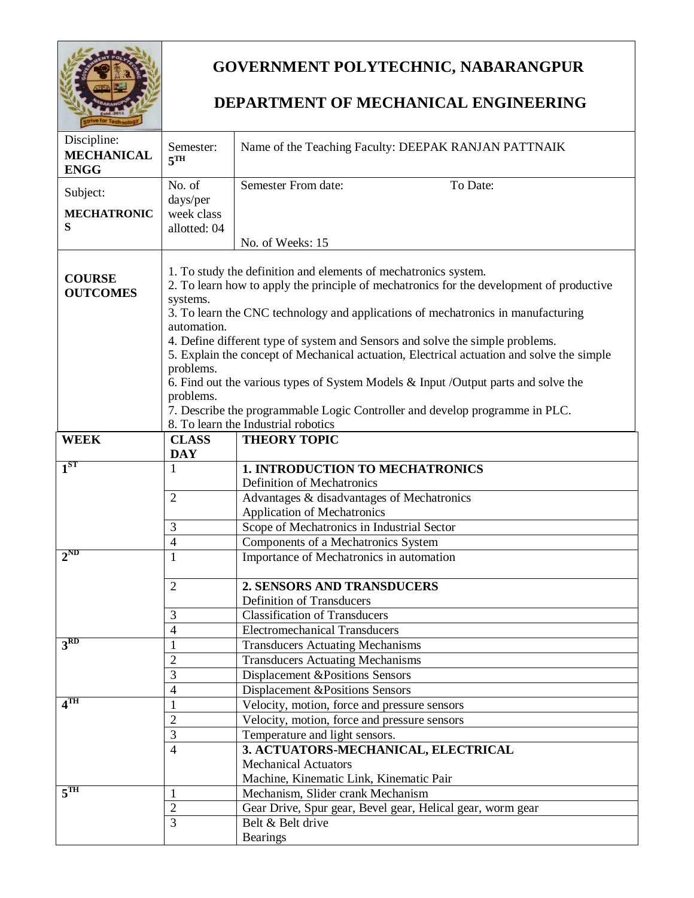# GOVERNMENT POLYTECHNIC, NABARANGPUR

## DEPARTMENT OF MECHANICAL ENGINEERING

| Discipline: **MECHANICAL ENGG** | Semester: **5TH** | Name of the Teaching Faculty: DEEPAK RANJAN PATTNAIK |
|---|---|---|
| Subject: **MECHATRONICS** | No. of days/per week class allotted: 04 | Semester From date: To Date: No. of Weeks: 15 |

**COURSE OUTCOMES**

1. To study the definition and elements of mechatronics system.
2. To learn how to apply the principle of mechatronics for the development of productive systems.
3. To learn the CNC technology and applications of mechatronics in manufacturing automation.
4. Define different type of system and Sensors and solve the simple problems.
5. Explain the concept of Mechanical actuation, Electrical actuation and solve the simple problems.
6. Find out the various types of System Models & Input /Output parts and solve the problems.
7. Describe the programmable Logic Controller and develop programme in PLC.
8. To learn the Industrial robotics

| WEEK | CLASS DAY | THEORY TOPIC |
|---|---|---|
| 1ST | 1 | **1. INTRODUCTION TO MECHATRONICS** Definition of Mechatronics |
| | 2 | Advantages & disadvantages of Mechatronics Application of Mechatronics |
| | 3 | Scope of Mechatronics in Industrial Sector |
| | 4 | Components of a Mechatronics System |
| 2ND | 1 | Importance of Mechatronics in automation |
| | 2 | **2. SENSORS AND TRANSDUCERS** Definition of Transducers |
| | 3 | Classification of Transducers |
| | 4 | Electromechanical Transducers |
| 3RD | 1 | Transducers Actuating Mechanisms |
| | 2 | Transducers Actuating Mechanisms |
| | 3 | Displacement &Positions Sensors |
| | 4 | Displacement &Positions Sensors |
| 4TH | 1 | Velocity, motion, force and pressure sensors |
| | 2 | Velocity, motion, force and pressure sensors |
| | 3 | Temperature and light sensors. |
| | 4 | **3. ACTUATORS-MECHANICAL, ELECTRICAL** Mechanical Actuators Machine, Kinematic Link, Kinematic Pair |
| 5TH | 1 | Mechanism, Slider crank Mechanism |
| | 2 | Gear Drive, Spur gear, Bevel gear, Helical gear, worm gear |
| | 3 | Belt & Belt drive Bearings |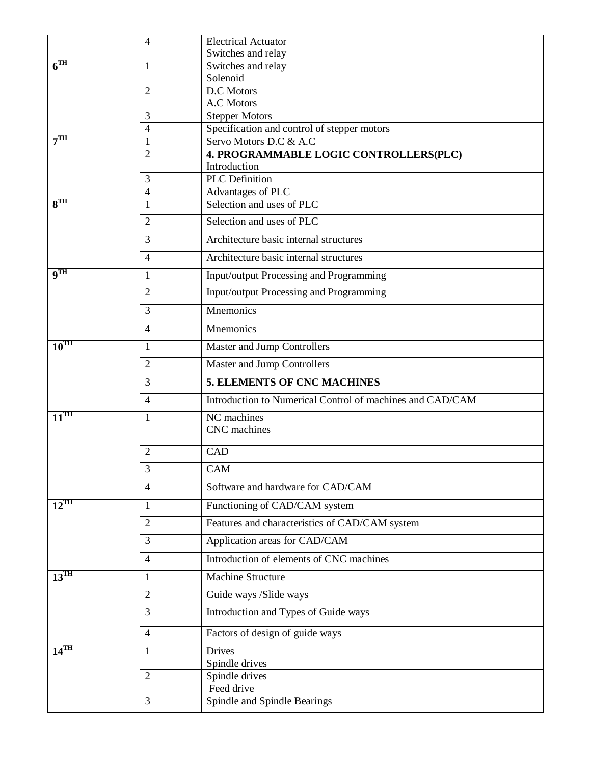| | | |
|---|---|---|
| | 4 | Electrical Actuator<br>Switches and relay |
| $6^{TH}$ | 1 | Switches and relay<br>Solenoid |
| | 2 | D.C Motors<br>A.C Motors |
| | 3 | Stepper Motors |
| | 4 | Specification and control of stepper motors |
| $7^{TH}$ | 1 | Servo Motors D.C & A.C |
| | 2 | **4. PROGRAMMABLE LOGIC CONTROLLERS(PLC)**<br>Introduction |
| | 3 | PLC Definition |
| | 4 | Advantages of PLC |
| $8^{TH}$ | 1 | Selection and uses of PLC |
| | 2 | Selection and uses of PLC |
| | 3 | Architecture basic internal structures |
| | 4 | Architecture basic internal structures |
| $9^{TH}$ | 1 | Input/output Processing and Programming |
| | 2 | Input/output Processing and Programming |
| | 3 | Mnemonics |
| | 4 | Mnemonics |
| $10^{TH}$ | 1 | Master and Jump Controllers |
| | 2 | Master and Jump Controllers |
| | 3 | **5. ELEMENTS OF CNC MACHINES** |
| | 4 | Introduction to Numerical Control of machines and CAD/CAM |
| $11^{TH}$ | 1 | NC machines<br>CNC machines |
| | 2 | CAD |
| | 3 | CAM |
| | 4 | Software and hardware for CAD/CAM |
| $12^{TH}$ | 1 | Functioning of CAD/CAM system |
| | 2 | Features and characteristics of CAD/CAM system |
| | 3 | Application areas for CAD/CAM |
| | 4 | Introduction of elements of CNC machines |
| $13^{TH}$ | 1 | Machine Structure |
| | 2 | Guide ways /Slide ways |
| | 3 | Introduction and Types of Guide ways |
| | 4 | Factors of design of guide ways |
| $14^{TH}$ | 1 | Drives<br>Spindle drives |
| | 2 | Spindle drives<br>Feed drive |
| | 3 | Spindle and Spindle Bearings |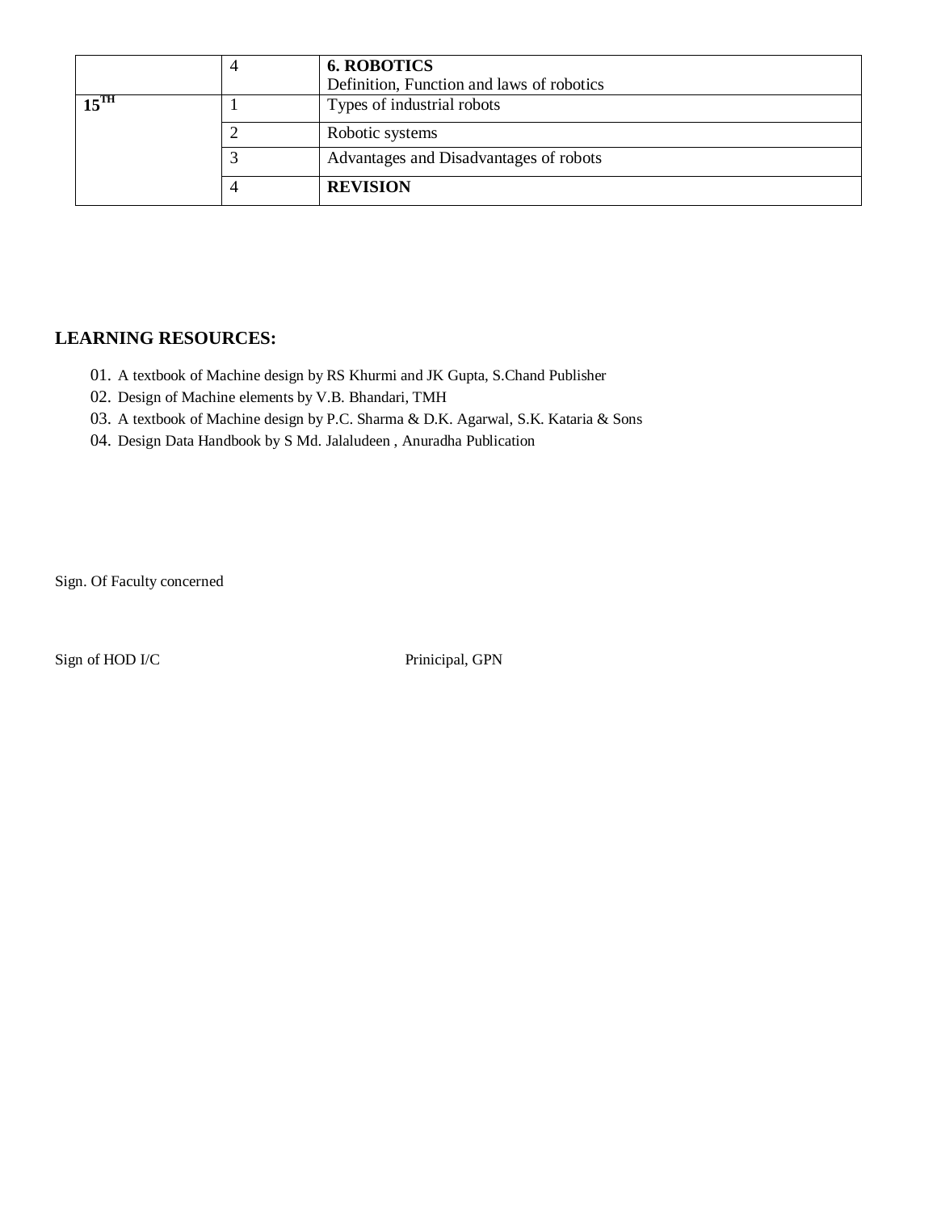| | | |
|---|---|---|
| | 4 | **6. ROBOTICS**<br>Definition, Function and laws of robotics |
| **15$^{TH}$** | 1 | Types of industrial robots |
| | 2 | Robotic systems |
| | 3 | Advantages and Disadvantages of robots |
| | 4 | **REVISION** |

## LEARNING RESOURCES:

01. A textbook of Machine design by RS Khurmi and JK Gupta, S.Chand Publisher
02. Design of Machine elements by V.B. Bhandari, TMH
03. A textbook of Machine design by P.C. Sharma & D.K. Agarwal, S.K. Kataria & Sons
04. Design Data Handbook by S Md. Jalaludeen , Anuradha Publication

Sign. Of Faculty concerned

Sign of HOD I/C

Prinicipal, GPN